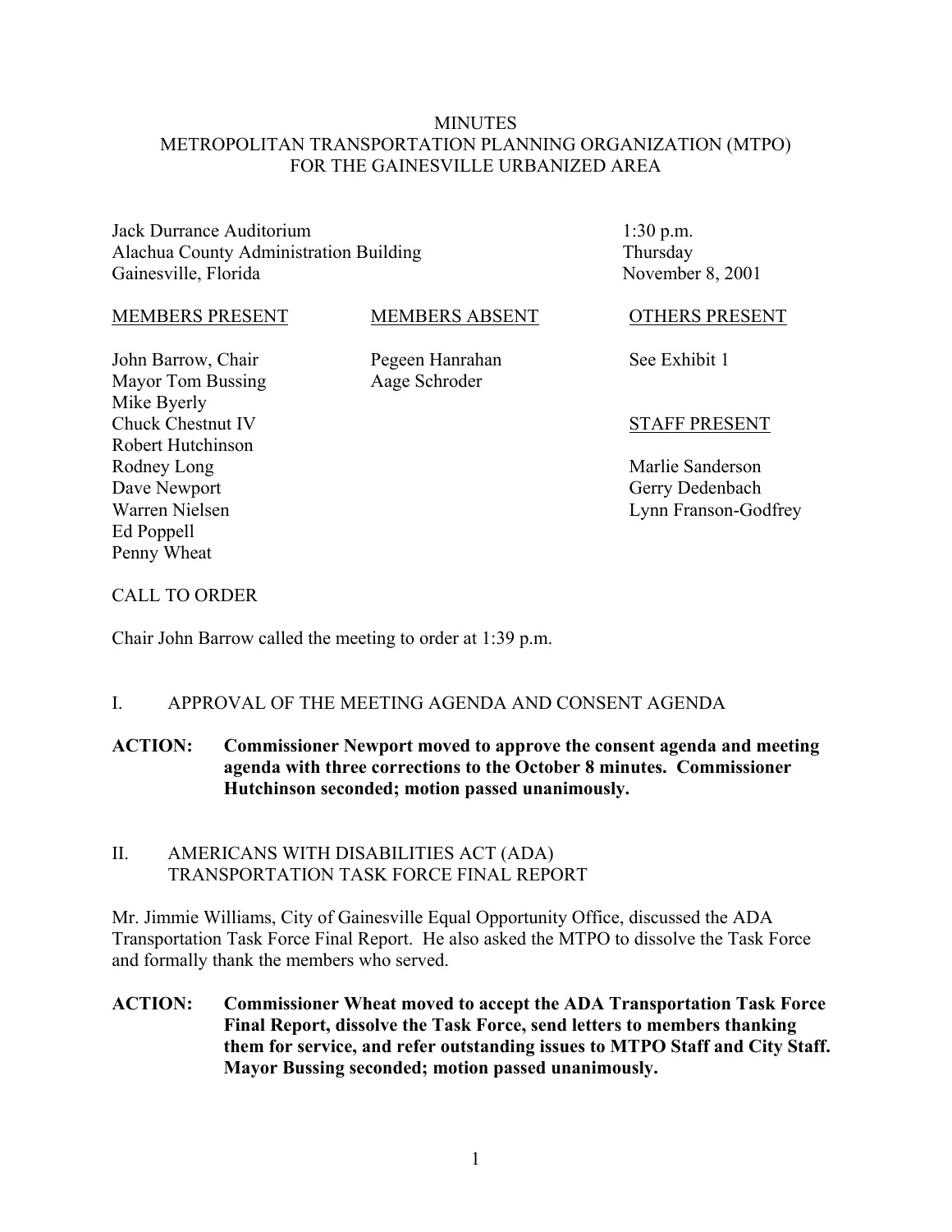# MINUTES
# METROPOLITAN TRANSPORTATION PLANNING ORGANIZATION (MTPO)
# FOR THE GAINESVILLE URBANIZED AREA

Jack Durrance Auditorium
Alachua County Administration Building
Gainesville, Florida

1:30 p.m.
Thursday
November 8, 2001

| MEMBERS PRESENT | MEMBERS ABSENT | OTHERS PRESENT |
|---|---|---|
| John Barrow, Chair | Pegeen Hanrahan | See Exhibit 1 |
| Mayor Tom Bussing | Aage Schroder | |
| Mike Byerly | | |
| Chuck Chestnut IV | | **STAFF PRESENT** |
| Robert Hutchinson | | |
| Rodney Long | | Marlie Sanderson |
| Dave Newport | | Gerry Dedenbach |
| Warren Nielsen | | Lynn Franson-Godfrey |
| Ed Poppell | | |
| Penny Wheat | | |

## CALL TO ORDER

Chair John Barrow called the meeting to order at 1:39 p.m.

## I. APPROVAL OF THE MEETING AGENDA AND CONSENT AGENDA

**ACTION: Commissioner Newport moved to approve the consent agenda and meeting agenda with three corrections to the October 8 minutes. Commissioner Hutchinson seconded; motion passed unanimously.**

## II. AMERICANS WITH DISABILITIES ACT (ADA) TRANSPORTATION TASK FORCE FINAL REPORT

Mr. Jimmie Williams, City of Gainesville Equal Opportunity Office, discussed the ADA Transportation Task Force Final Report. He also asked the MTPO to dissolve the Task Force and formally thank the members who served.

**ACTION: Commissioner Wheat moved to accept the ADA Transportation Task Force Final Report, dissolve the Task Force, send letters to members thanking them for service, and refer outstanding issues to MTPO Staff and City Staff. Mayor Bussing seconded; motion passed unanimously.**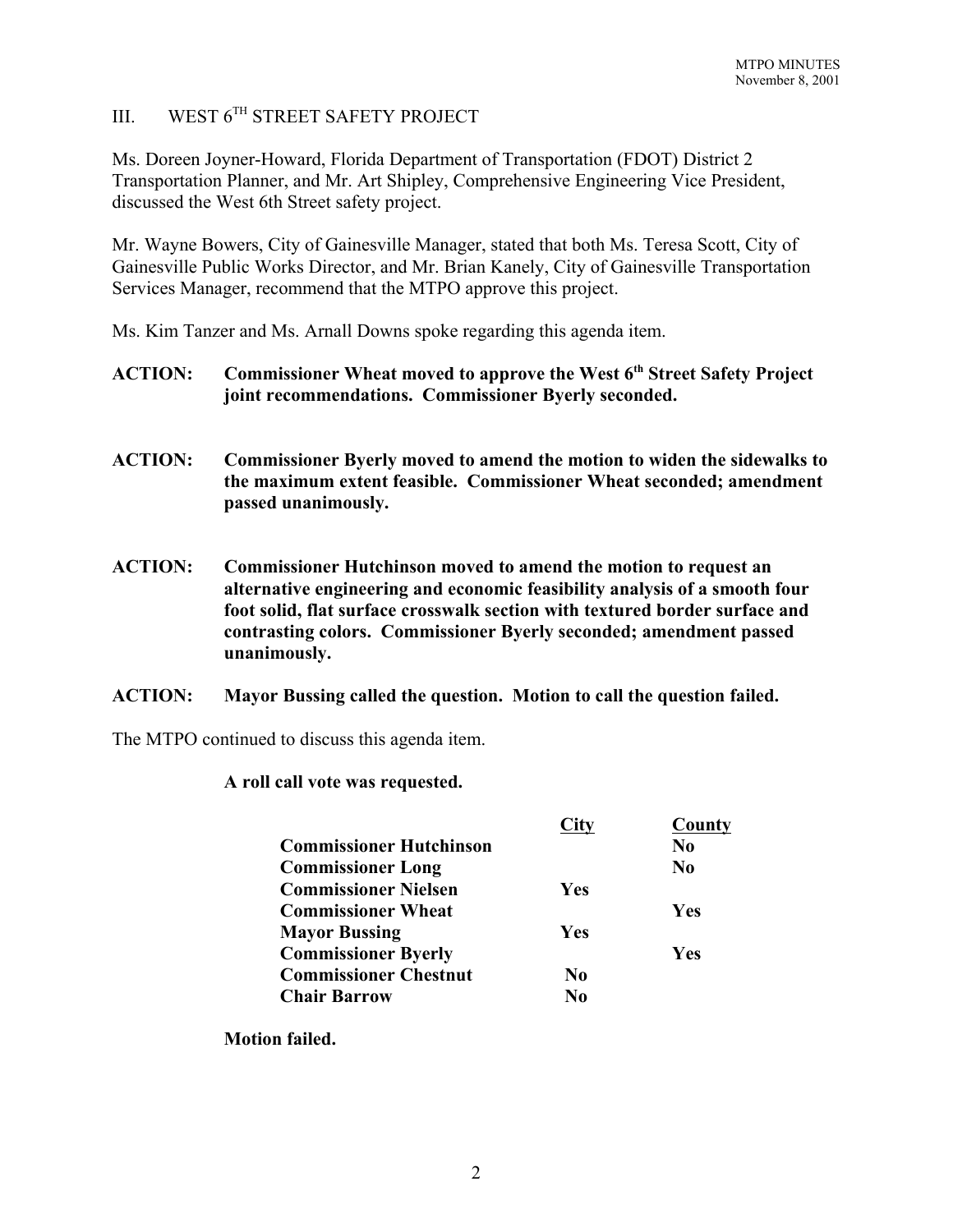## III. WEST 6TH STREET SAFETY PROJECT

Ms. Doreen Joyner-Howard, Florida Department of Transportation (FDOT) District 2 Transportation Planner, and Mr. Art Shipley, Comprehensive Engineering Vice President, discussed the West 6th Street safety project.

Mr. Wayne Bowers, City of Gainesville Manager, stated that both Ms. Teresa Scott, City of Gainesville Public Works Director, and Mr. Brian Kanely, City of Gainesville Transportation Services Manager, recommend that the MTPO approve this project.

Ms. Kim Tanzer and Ms. Arnall Downs spoke regarding this agenda item.

**ACTION: Commissioner Wheat moved to approve the West 6th Street Safety Project joint recommendations. Commissioner Byerly seconded.**

**ACTION: Commissioner Byerly moved to amend the motion to widen the sidewalks to the maximum extent feasible. Commissioner Wheat seconded; amendment passed unanimously.**

**ACTION: Commissioner Hutchinson moved to amend the motion to request an alternative engineering and economic feasibility analysis of a smooth four foot solid, flat surface crosswalk section with textured border surface and contrasting colors. Commissioner Byerly seconded; amendment passed unanimously.**

**ACTION: Mayor Bussing called the question. Motion to call the question failed.**

The MTPO continued to discuss this agenda item.

**A roll call vote was requested.**

| | City | County |
|---|---|---|
| **Commissioner Hutchinson** | | **No** |
| **Commissioner Long** | | **No** |
| **Commissioner Nielsen** | **Yes** | |
| **Commissioner Wheat** | | **Yes** |
| **Mayor Bussing** | **Yes** | |
| **Commissioner Byerly** | | **Yes** |
| **Commissioner Chestnut** | **No** | |
| **Chair Barrow** | **No** | |

**Motion failed.**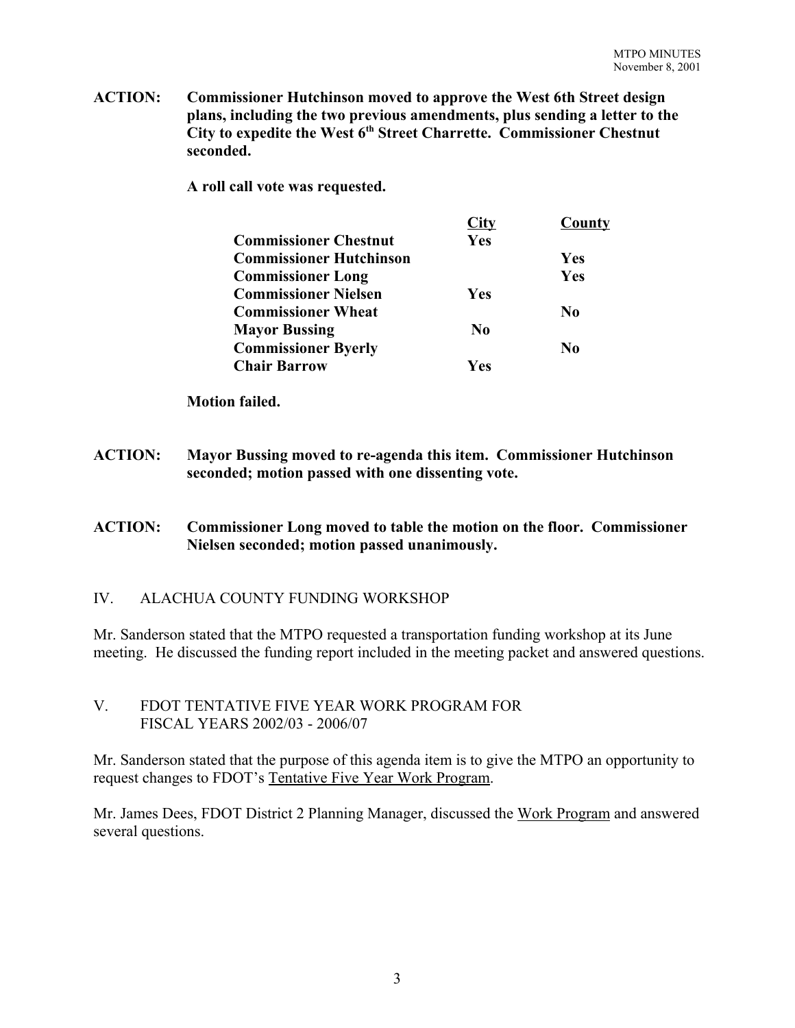**ACTION: Commissioner Hutchinson moved to approve the West 6th Street design plans, including the two previous amendments, plus sending a letter to the City to expedite the West 6th Street Charrette. Commissioner Chestnut seconded.**

**A roll call vote was requested.**

| | City | County |
|---|---|---|
| **Commissioner Chestnut** | **Yes** | |
| **Commissioner Hutchinson** | | **Yes** |
| **Commissioner Long** | | **Yes** |
| **Commissioner Nielsen** | **Yes** | |
| **Commissioner Wheat** | | **No** |
| **Mayor Bussing** | **No** | |
| **Commissioner Byerly** | | **No** |
| **Chair Barrow** | **Yes** | |

**Motion failed.**

**ACTION: Mayor Bussing moved to re-agenda this item. Commissioner Hutchinson seconded; motion passed with one dissenting vote.**

**ACTION: Commissioner Long moved to table the motion on the floor. Commissioner Nielsen seconded; motion passed unanimously.**

## IV. ALACHUA COUNTY FUNDING WORKSHOP

Mr. Sanderson stated that the MTPO requested a transportation funding workshop at its June meeting. He discussed the funding report included in the meeting packet and answered questions.

## V. FDOT TENTATIVE FIVE YEAR WORK PROGRAM FOR FISCAL YEARS 2002/03 - 2006/07

Mr. Sanderson stated that the purpose of this agenda item is to give the MTPO an opportunity to request changes to FDOT's Tentative Five Year Work Program.

Mr. James Dees, FDOT District 2 Planning Manager, discussed the Work Program and answered several questions.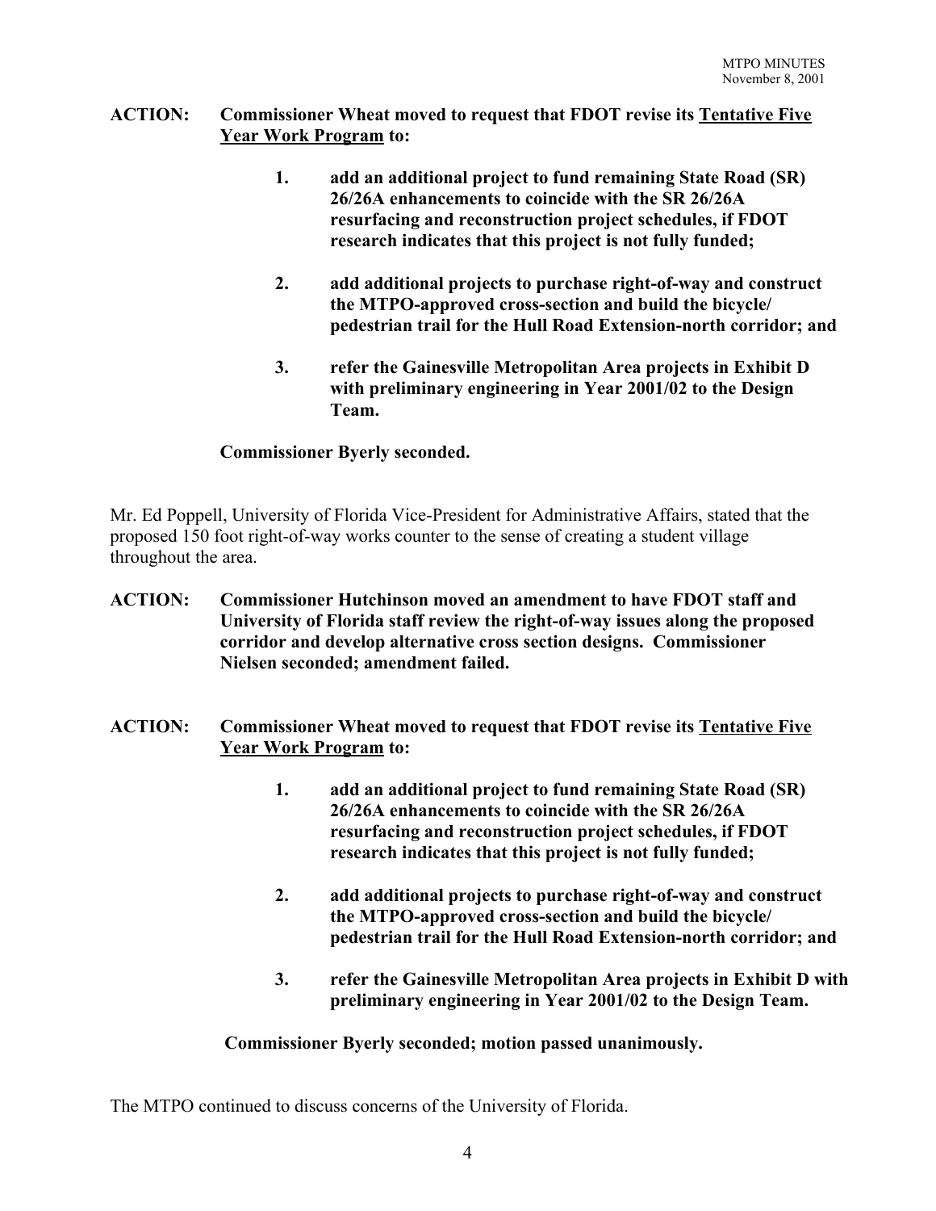**ACTION: Commissioner Wheat moved to request that FDOT revise its <u>Tentative Five Year Work Program</u> to:**

> **1. add an additional project to fund remaining State Road (SR) 26/26A enhancements to coincide with the SR 26/26A resurfacing and reconstruction project schedules, if FDOT research indicates that this project is not fully funded;**
>
> **2. add additional projects to purchase right-of-way and construct the MTPO-approved cross-section and build the bicycle/ pedestrian trail for the Hull Road Extension-north corridor; and**
>
> **3. refer the Gainesville Metropolitan Area projects in Exhibit D with preliminary engineering in Year 2001/02 to the Design Team.**

**Commissioner Byerly seconded.**

Mr. Ed Poppell, University of Florida Vice-President for Administrative Affairs, stated that the proposed 150 foot right-of-way works counter to the sense of creating a student village throughout the area.

**ACTION: Commissioner Hutchinson moved an amendment to have FDOT staff and University of Florida staff review the right-of-way issues along the proposed corridor and develop alternative cross section designs. Commissioner Nielsen seconded; amendment failed.**

**ACTION: Commissioner Wheat moved to request that FDOT revise its <u>Tentative Five Year Work Program</u> to:**

> **1. add an additional project to fund remaining State Road (SR) 26/26A enhancements to coincide with the SR 26/26A resurfacing and reconstruction project schedules, if FDOT research indicates that this project is not fully funded;**
>
> **2. add additional projects to purchase right-of-way and construct the MTPO-approved cross-section and build the bicycle/ pedestrian trail for the Hull Road Extension-north corridor; and**
>
> **3. refer the Gainesville Metropolitan Area projects in Exhibit D with preliminary engineering in Year 2001/02 to the Design Team.**

**Commissioner Byerly seconded; motion passed unanimously.**

The MTPO continued to discuss concerns of the University of Florida.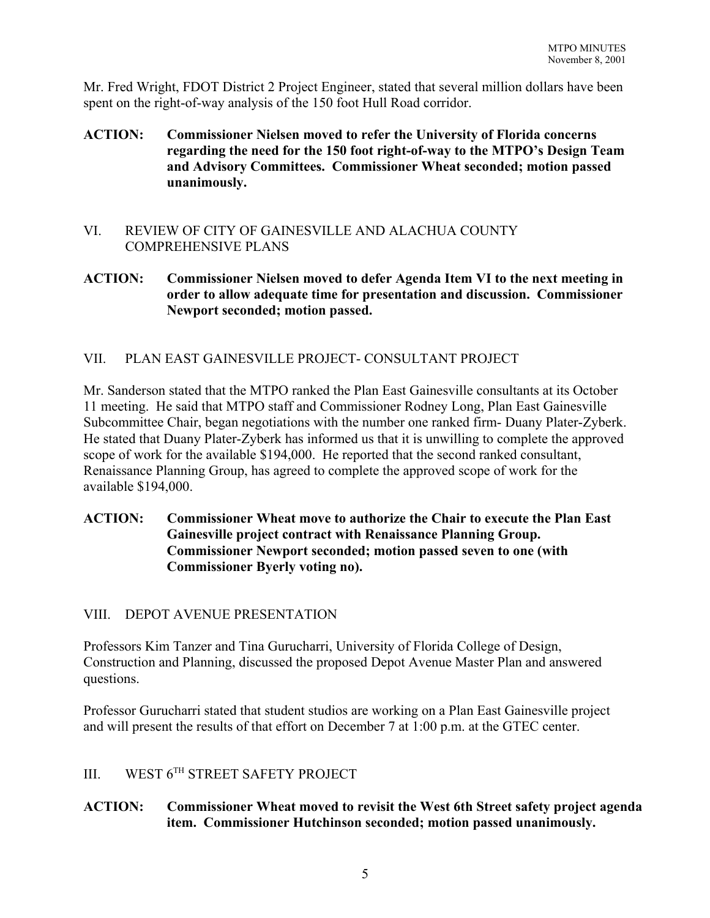Mr. Fred Wright, FDOT District 2 Project Engineer, stated that several million dollars have been spent on the right-of-way analysis of the 150 foot Hull Road corridor.

**ACTION: Commissioner Nielsen moved to refer the University of Florida concerns regarding the need for the 150 foot right-of-way to the MTPO's Design Team and Advisory Committees. Commissioner Wheat seconded; motion passed unanimously.**

## VI. REVIEW OF CITY OF GAINESVILLE AND ALACHUA COUNTY COMPREHENSIVE PLANS

**ACTION: Commissioner Nielsen moved to defer Agenda Item VI to the next meeting in order to allow adequate time for presentation and discussion. Commissioner Newport seconded; motion passed.**

## VII. PLAN EAST GAINESVILLE PROJECT- CONSULTANT PROJECT

Mr. Sanderson stated that the MTPO ranked the Plan East Gainesville consultants at its October 11 meeting. He said that MTPO staff and Commissioner Rodney Long, Plan East Gainesville Subcommittee Chair, began negotiations with the number one ranked firm- Duany Plater-Zyberk. He stated that Duany Plater-Zyberk has informed us that it is unwilling to complete the approved scope of work for the available $194,000. He reported that the second ranked consultant, Renaissance Planning Group, has agreed to complete the approved scope of work for the available $194,000.

**ACTION: Commissioner Wheat move to authorize the Chair to execute the Plan East Gainesville project contract with Renaissance Planning Group. Commissioner Newport seconded; motion passed seven to one (with Commissioner Byerly voting no).**

## VIII. DEPOT AVENUE PRESENTATION

Professors Kim Tanzer and Tina Gurucharri, University of Florida College of Design, Construction and Planning, discussed the proposed Depot Avenue Master Plan and answered questions.

Professor Gurucharri stated that student studios are working on a Plan East Gainesville project and will present the results of that effort on December 7 at 1:00 p.m. at the GTEC center.

## III. WEST 6TH STREET SAFETY PROJECT

**ACTION: Commissioner Wheat moved to revisit the West 6th Street safety project agenda item. Commissioner Hutchinson seconded; motion passed unanimously.**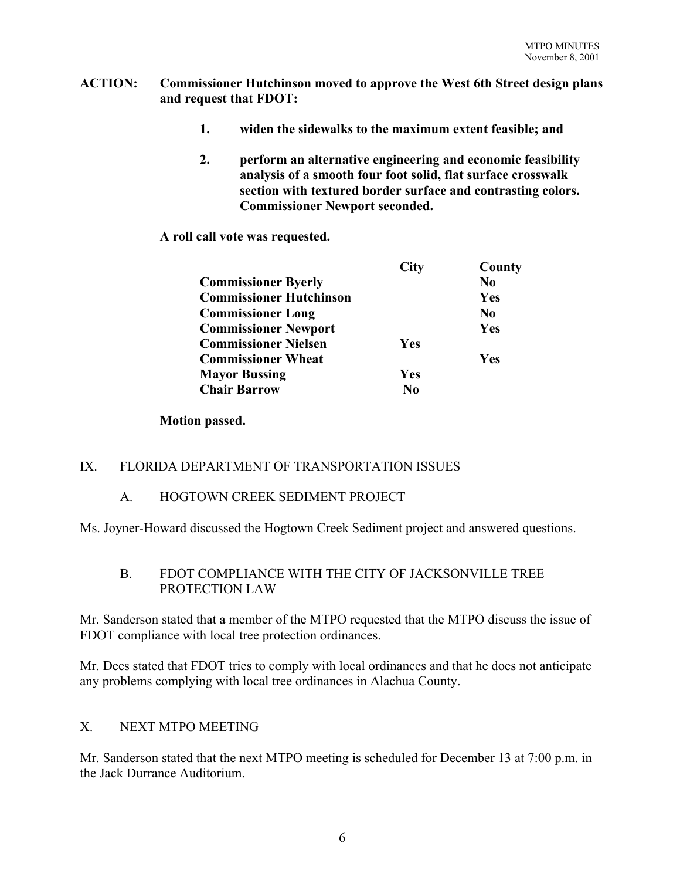**ACTION: Commissioner Hutchinson moved to approve the West 6th Street design plans and request that FDOT:**

1. **widen the sidewalks to the maximum extent feasible; and**

2. **perform an alternative engineering and economic feasibility analysis of a smooth four foot solid, flat surface crosswalk section with textured border surface and contrasting colors. Commissioner Newport seconded.**

**A roll call vote was requested.**

| | City | County |
|---|---|---|
| **Commissioner Byerly** | | **No** |
| **Commissioner Hutchinson** | | **Yes** |
| **Commissioner Long** | | **No** |
| **Commissioner Newport** | | **Yes** |
| **Commissioner Nielsen** | **Yes** | |
| **Commissioner Wheat** | | **Yes** |
| **Mayor Bussing** | **Yes** | |
| **Chair Barrow** | **No** | |

**Motion passed.**

## IX. FLORIDA DEPARTMENT OF TRANSPORTATION ISSUES

### A. HOGTOWN CREEK SEDIMENT PROJECT

Ms. Joyner-Howard discussed the Hogtown Creek Sediment project and answered questions.

### B. FDOT COMPLIANCE WITH THE CITY OF JACKSONVILLE TREE PROTECTION LAW

Mr. Sanderson stated that a member of the MTPO requested that the MTPO discuss the issue of FDOT compliance with local tree protection ordinances.

Mr. Dees stated that FDOT tries to comply with local ordinances and that he does not anticipate any problems complying with local tree ordinances in Alachua County.

## X. NEXT MTPO MEETING

Mr. Sanderson stated that the next MTPO meeting is scheduled for December 13 at 7:00 p.m. in the Jack Durrance Auditorium.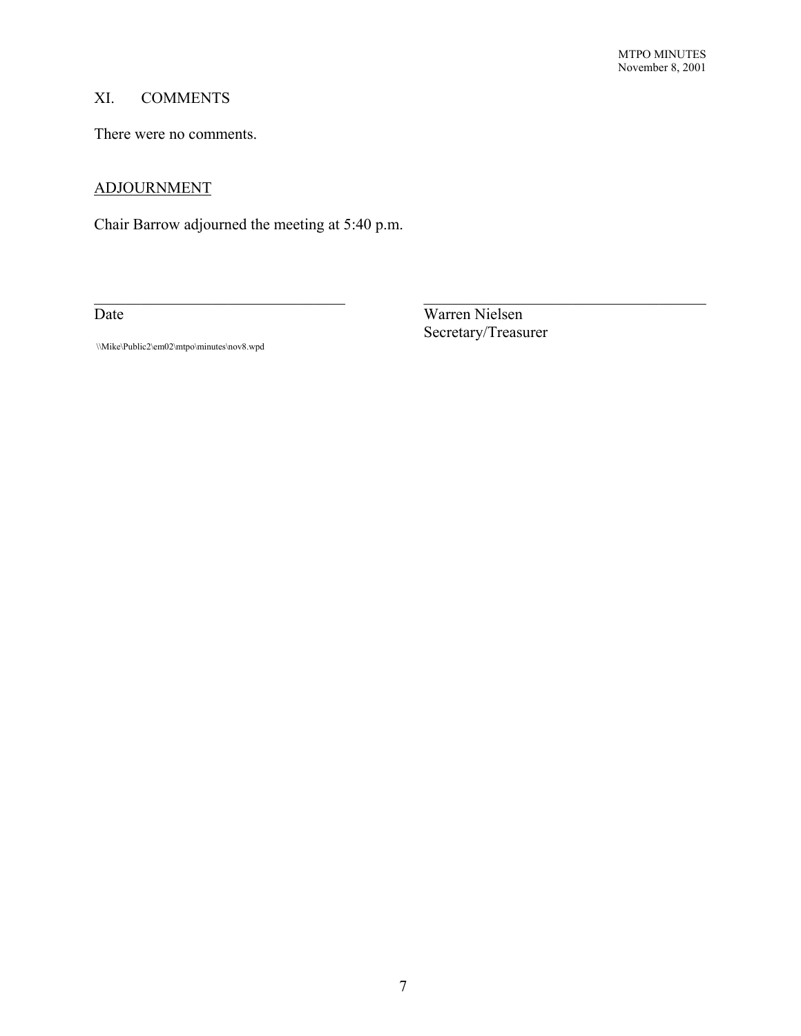## XI. COMMENTS

There were no comments.

## ADJOURNMENT

Chair Barrow adjourned the meeting at 5:40 p.m.

| \_\_\_\_\_\_\_\_\_\_\_\_\_\_\_\_\_\_\_\_\_\_\_\_\_\_\_\_\_\_\_\_ | \_\_\_\_\_\_\_\_\_\_\_\_\_\_\_\_\_\_\_\_\_\_\_\_\_\_\_\_\_\_\_\_ |
| --- | --- |
| Date | Warren Nielsen |
| | Secretary/Treasurer |

\\Mike\Public2\em02\mtpo\minutes\nov8.wpd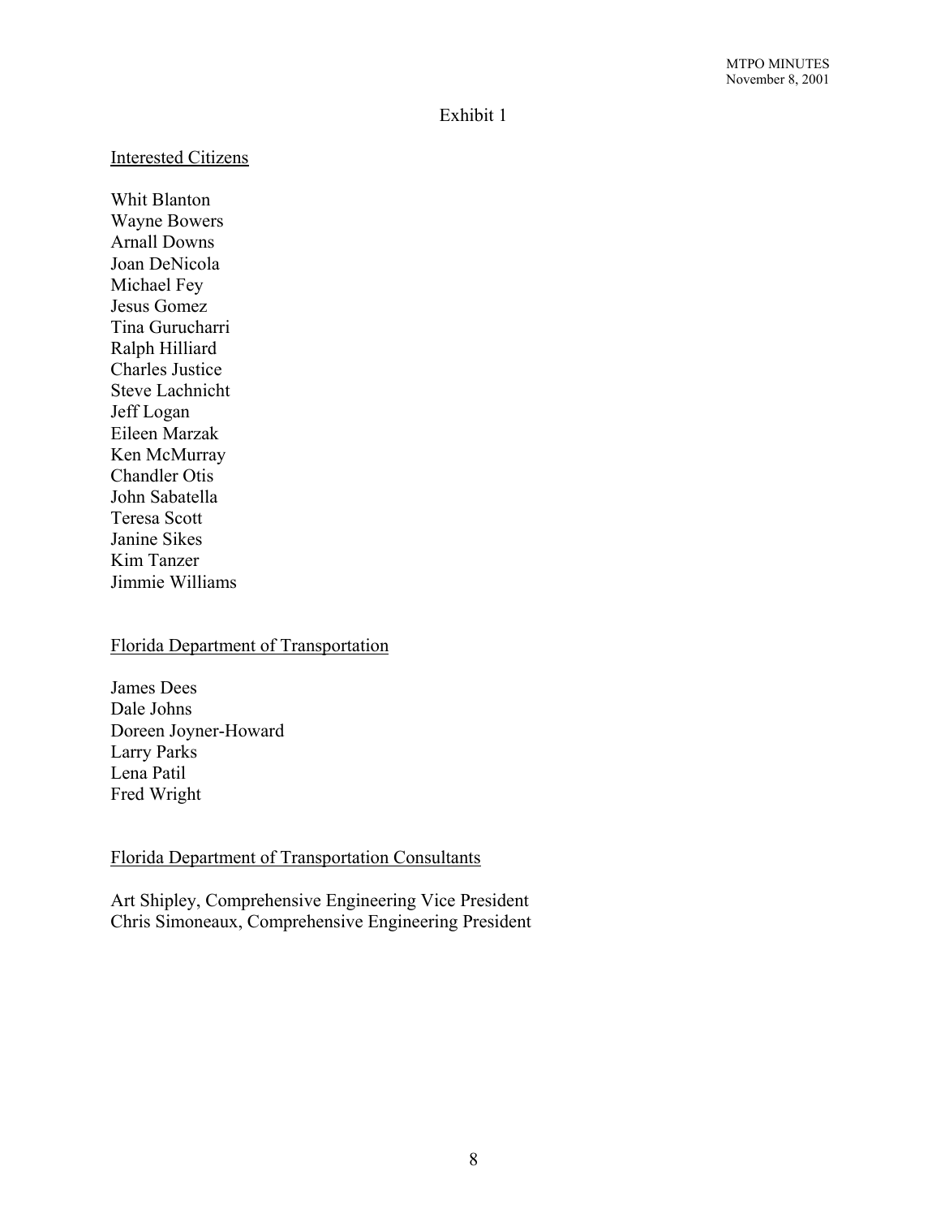Exhibit 1

Interested Citizens

Whit Blanton  
Wayne Bowers  
Arnall Downs  
Joan DeNicola  
Michael Fey  
Jesus Gomez  
Tina Gurucharri  
Ralph Hilliard  
Charles Justice  
Steve Lachnicht  
Jeff Logan  
Eileen Marzak  
Ken McMurray  
Chandler Otis  
John Sabatella  
Teresa Scott  
Janine Sikes  
Kim Tanzer  
Jimmie Williams

Florida Department of Transportation

James Dees  
Dale Johns  
Doreen Joyner-Howard  
Larry Parks  
Lena Patil  
Fred Wright

Florida Department of Transportation Consultants

Art Shipley, Comprehensive Engineering Vice President  
Chris Simoneaux, Comprehensive Engineering President